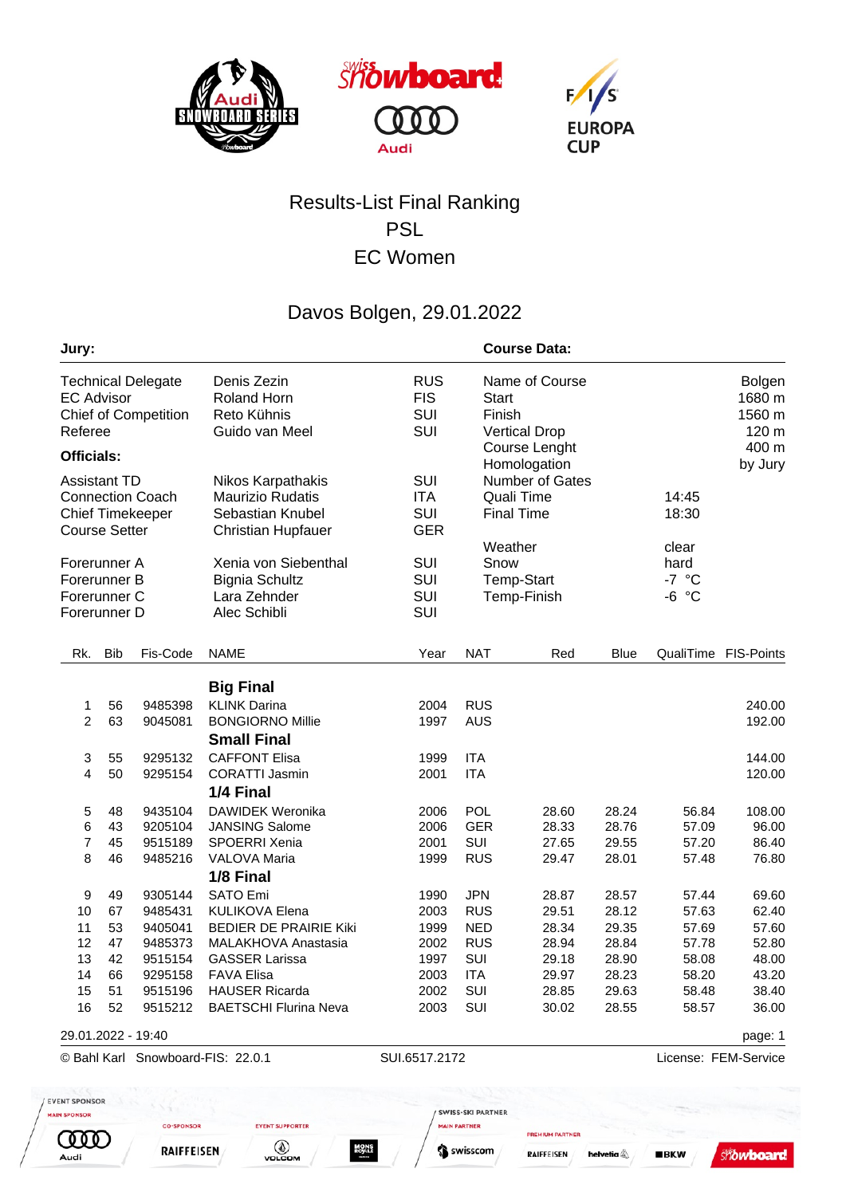# Results-List Final Ranking

## PSL

## EC Women

## Davos Bolgen, 29.01.2022

**Jury:**

| | | |
|---|---|---|
| Technical Delegate | Denis Zezin | RUS |
| EC Advisor | Roland Horn | FIS |
| Chief of Competition | Reto Kühnis | SUI |
| Referee | Guido van Meel | SUI |

**Officials:**

| | | |
|---|---|---|
| Assistant TD | Nikos Karpathakis | SUI |
| Connection Coach | Maurizio Rudatis | ITA |
| Chief Timekeeper | Sebastian Knubel | SUI |
| Course Setter | Christian Hupfauer | GER |
| Forerunner A | Xenia von Siebenthal | SUI |
| Forerunner B | Bignia Schultz | SUI |
| Forerunner C | Lara Zehnder | SUI |
| Forerunner D | Alec Schibli | SUI |

**Course Data:**

| | |
|---|---|
| Name of Course | Bolgen |
| Start | 1680 m |
| Finish | 1560 m |
| Vertical Drop | 120 m |
| Course Lenght | 400 m |
| Homologation | by Jury |
| Number of Gates | |
| Quali Time | 14:45 |
| Final Time | 18:30 |
| Weather | clear |
| Snow | hard |
| Temp-Start | -7 °C |
| Temp-Finish | -6 °C |

| Rk. | Bib | Fis-Code | NAME | Year | NAT | Red | Blue | QualiTime | FIS-Points |
|---|---|---|---|---|---|---|---|---|---|
| | | | **Big Final** | | | | | | |
| 1 | 56 | 9485398 | KLINK Darina | 2004 | RUS | | | | 240.00 |
| 2 | 63 | 9045081 | BONGIORNO Millie | 1997 | AUS | | | | 192.00 |
| | | | **Small Final** | | | | | | |
| 3 | 55 | 9295132 | CAFFONT Elisa | 1999 | ITA | | | | 144.00 |
| 4 | 50 | 9295154 | CORATTI Jasmin | 2001 | ITA | | | | 120.00 |
| | | | **1/4 Final** | | | | | | |
| 5 | 48 | 9435104 | DAWIDEK Weronika | 2006 | POL | 28.60 | 28.24 | 56.84 | 108.00 |
| 6 | 43 | 9205104 | JANSING Salome | 2006 | GER | 28.33 | 28.76 | 57.09 | 96.00 |
| 7 | 45 | 9515189 | SPOERRI Xenia | 2001 | SUI | 27.65 | 29.55 | 57.20 | 86.40 |
| 8 | 46 | 9485216 | VALOVA Maria | 1999 | RUS | 29.47 | 28.01 | 57.48 | 76.80 |
| | | | **1/8 Final** | | | | | | |
| 9 | 49 | 9305144 | SATO Emi | 1990 | JPN | 28.87 | 28.57 | 57.44 | 69.60 |
| 10 | 67 | 9485431 | KULIKOVA Elena | 2003 | RUS | 29.51 | 28.12 | 57.63 | 62.40 |
| 11 | 53 | 9405041 | BEDIER DE PRAIRIE Kiki | 1999 | NED | 28.34 | 29.35 | 57.69 | 57.60 |
| 12 | 47 | 9485373 | MALAKHOVA Anastasia | 2002 | RUS | 28.94 | 28.84 | 57.78 | 52.80 |
| 13 | 42 | 9515154 | GASSER Larissa | 1997 | SUI | 29.18 | 28.90 | 58.08 | 48.00 |
| 14 | 66 | 9295158 | FAVA Elisa | 2003 | ITA | 29.97 | 28.23 | 58.20 | 43.20 |
| 15 | 51 | 9515196 | HAUSER Ricarda | 2002 | SUI | 28.85 | 29.63 | 58.48 | 38.40 |
| 16 | 52 | 9515212 | BAETSCHI Flurina Neva | 2003 | SUI | 30.02 | 28.55 | 58.57 | 36.00 |

29.01.2022 - 19:40

© Bahl Karl Snowboard-FIS: 22.0.1 SUI.6517.2172 License: FEM-Service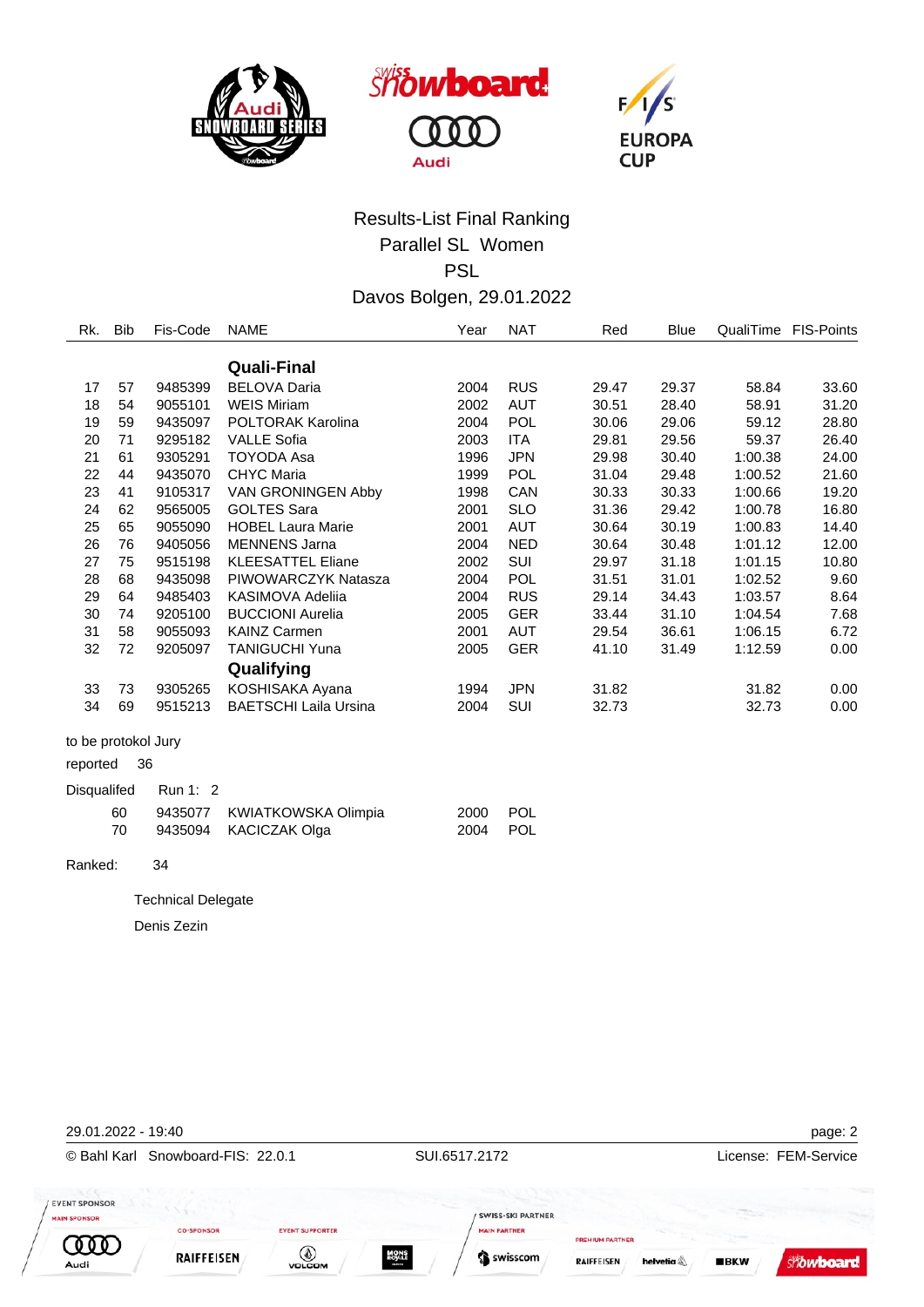## Results-List Final Ranking
## Parallel SL Women
## PSL
## Davos Bolgen, 29.01.2022

| Rk. | Bib | Fis-Code | NAME | Year | NAT | Red | Blue | QualiTime | FIS-Points |
|---|---|---|---|---|---|---|---|---|---|
| | | | **Quali-Final** | | | | | | |
| 17 | 57 | 9485399 | BELOVA Daria | 2004 | RUS | 29.47 | 29.37 | 58.84 | 33.60 |
| 18 | 54 | 9055101 | WEIS Miriam | 2002 | AUT | 30.51 | 28.40 | 58.91 | 31.20 |
| 19 | 59 | 9435097 | POLTORAK Karolina | 2004 | POL | 30.06 | 29.06 | 59.12 | 28.80 |
| 20 | 71 | 9295182 | VALLE Sofia | 2003 | ITA | 29.81 | 29.56 | 59.37 | 26.40 |
| 21 | 61 | 9305291 | TOYODA Asa | 1996 | JPN | 29.98 | 30.40 | 1:00.38 | 24.00 |
| 22 | 44 | 9435070 | CHYC Maria | 1999 | POL | 31.04 | 29.48 | 1:00.52 | 21.60 |
| 23 | 41 | 9105317 | VAN GRONINGEN Abby | 1998 | CAN | 30.33 | 30.33 | 1:00.66 | 19.20 |
| 24 | 62 | 9565005 | GOLTES Sara | 2001 | SLO | 31.36 | 29.42 | 1:00.78 | 16.80 |
| 25 | 65 | 9055090 | HOBEL Laura Marie | 2001 | AUT | 30.64 | 30.19 | 1:00.83 | 14.40 |
| 26 | 76 | 9405056 | MENNENS Jarna | 2004 | NED | 30.64 | 30.48 | 1:01.12 | 12.00 |
| 27 | 75 | 9515198 | KLEESATTEL Eliane | 2002 | SUI | 29.97 | 31.18 | 1:01.15 | 10.80 |
| 28 | 68 | 9435098 | PIWOWARCZYK Natasza | 2004 | POL | 31.51 | 31.01 | 1:02.52 | 9.60 |
| 29 | 64 | 9485403 | KASIMOVA Adeliia | 2004 | RUS | 29.14 | 34.43 | 1:03.57 | 8.64 |
| 30 | 74 | 9205100 | BUCCIONI Aurelia | 2005 | GER | 33.44 | 31.10 | 1:04.54 | 7.68 |
| 31 | 58 | 9055093 | KAINZ Carmen | 2001 | AUT | 29.54 | 36.61 | 1:06.15 | 6.72 |
| 32 | 72 | 9205097 | TANIGUCHI Yuna | 2005 | GER | 41.10 | 31.49 | 1:12.59 | 0.00 |
| | | | **Qualifying** | | | | | | |
| 33 | 73 | 9305265 | KOSHISAKA Ayana | 1994 | JPN | 31.82 | | 31.82 | 0.00 |
| 34 | 69 | 9515213 | BAETSCHI Laila Ursina | 2004 | SUI | 32.73 | | 32.73 | 0.00 |

to be protokol Jury

reported 36

Disqualifed Run 1: 2

| Bib | Fis-Code | NAME | Year | NAT |
|---|---|---|---|---|
| 60 | 9435077 | KWIATKOWSKA Olimpia | 2000 | POL |
| 70 | 9435094 | KACICZAK Olga | 2004 | POL |

Ranked: 34

Technical Delegate

Denis Zezin

29.01.2022 - 19:40

© Bahl Karl Snowboard-FIS: 22.0.1 SUI.6517.2172 License: FEM-Service